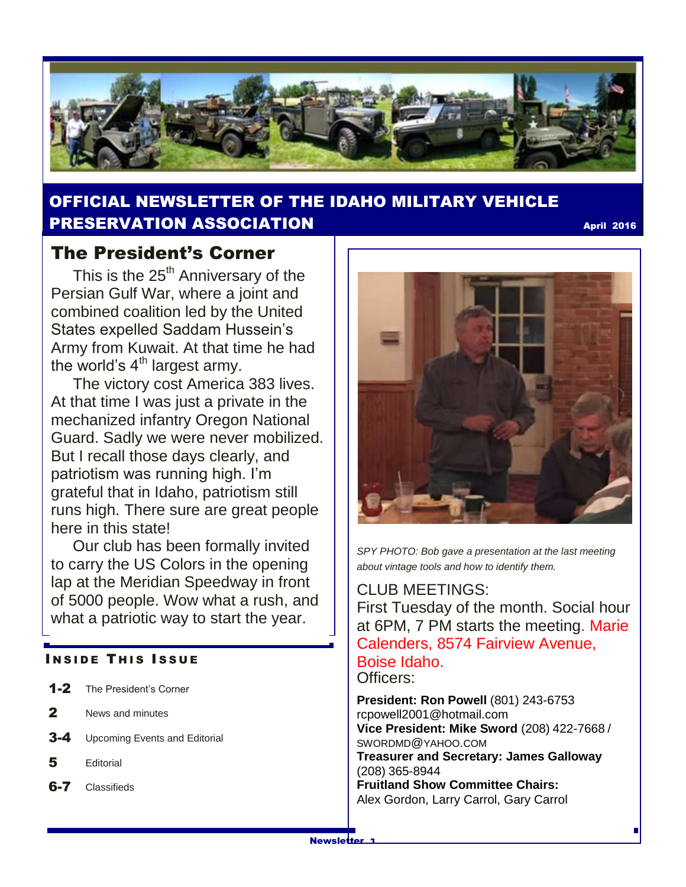# OFFICIAL NEWSLETTER OF THE IDAHO MILITARY VEHICLE PRESERVATION ASSOCIATION

**April 2016**

## The President's Corner

This is the 25th Anniversary of the Persian Gulf War, where a joint and combined coalition led by the United States expelled Saddam Hussein's Army from Kuwait. At that time he had the world's 4th largest army.

The victory cost America 383 lives. At that time I was just a private in the mechanized infantry Oregon National Guard. Sadly we were never mobilized. But I recall those days clearly, and patriotism was running high. I'm grateful that in Idaho, patriotism still runs high. There sure are great people here in this state!

Our club has been formally invited to carry the US Colors in the opening lap at the Meridian Speedway in front of 5000 people. Wow what a rush, and what a patriotic way to start the year.

### Inside This Issue

- **1-2** The President's Corner
- **2** News and minutes
- **3-4** Upcoming Events and Editorial
- **5** Editorial
- **6-7** Classifieds

*SPY PHOTO: Bob gave a presentation at the last meeting about vintage tools and how to identify them.*

CLUB MEETINGS:

First Tuesday of the month. Social hour at 6PM, 7 PM starts the meeting. Marie Calenders, 8574 Fairview Avenue, Boise Idaho.

Officers:

**President: Ron Powell** (801) 243-6753 rcpowell2001@hotmail.com

**Vice President: Mike Sword** (208) 422-7668 / SWORDMD@YAHOO.COM

**Treasurer and Secretary: James Galloway** (208) 365-8944

**Fruitland Show Committee Chairs:** Alex Gordon, Larry Carrol, Gary Carrol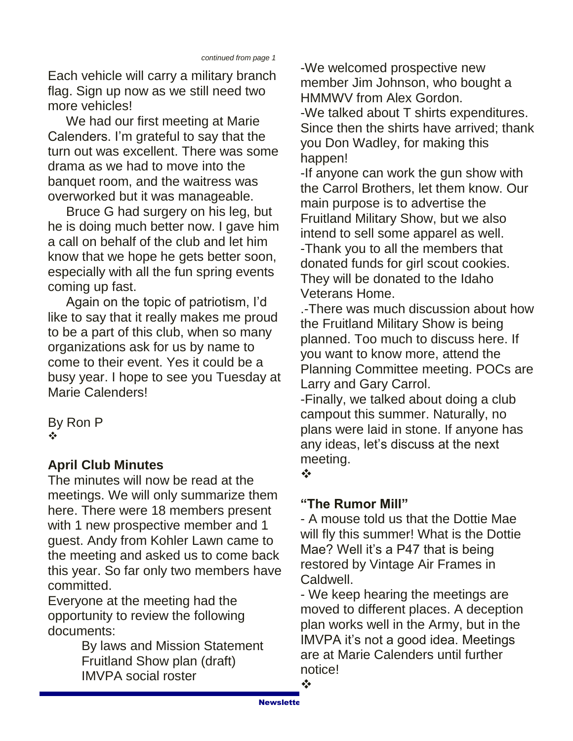*continued from page 1*

Each vehicle will carry a military branch flag. Sign up now as we still need two more vehicles!

We had our first meeting at Marie Calenders. I'm grateful to say that the turn out was excellent. There was some drama as we had to move into the banquet room, and the waitress was overworked but it was manageable.

Bruce G had surgery on his leg, but he is doing much better now. I gave him a call on behalf of the club and let him know that we hope he gets better soon, especially with all the fun spring events coming up fast.

Again on the topic of patriotism, I'd like to say that it really makes me proud to be a part of this club, when so many organizations ask for us by name to come to their event. Yes it could be a busy year. I hope to see you Tuesday at Marie Calenders!

By Ron P

❖

## April Club Minutes

The minutes will now be read at the meetings. We will only summarize them here. There were 18 members present with 1 new prospective member and 1 guest. Andy from Kohler Lawn came to the meeting and asked us to come back this year. So far only two members have committed.

Everyone at the meeting had the opportunity to review the following documents:

By laws and Mission Statement
Fruitland Show plan (draft)
IMVPA social roster

-We welcomed prospective new member Jim Johnson, who bought a HMMWV from Alex Gordon.

-We talked about T shirts expenditures. Since then the shirts have arrived; thank you Don Wadley, for making this happen!

-If anyone can work the gun show with the Carrol Brothers, let them know. Our main purpose is to advertise the Fruitland Military Show, but we also intend to sell some apparel as well.

-Thank you to all the members that donated funds for girl scout cookies. They will be donated to the Idaho Veterans Home.

.-There was much discussion about how the Fruitland Military Show is being planned. Too much to discuss here. If you want to know more, attend the Planning Committee meeting. POCs are Larry and Gary Carrol.

-Finally, we talked about doing a club campout this summer. Naturally, no plans were laid in stone. If anyone has any ideas, let's discuss at the next meeting.

❖

## "The Rumor Mill"

- A mouse told us that the Dottie Mae will fly this summer! What is the Dottie Mae? Well it's a P47 that is being restored by Vintage Air Frames in Caldwell.

- We keep hearing the meetings are moved to different places. A deception plan works well in the Army, but in the IMVPA it's not a good idea. Meetings are at Marie Calenders until further notice!

❖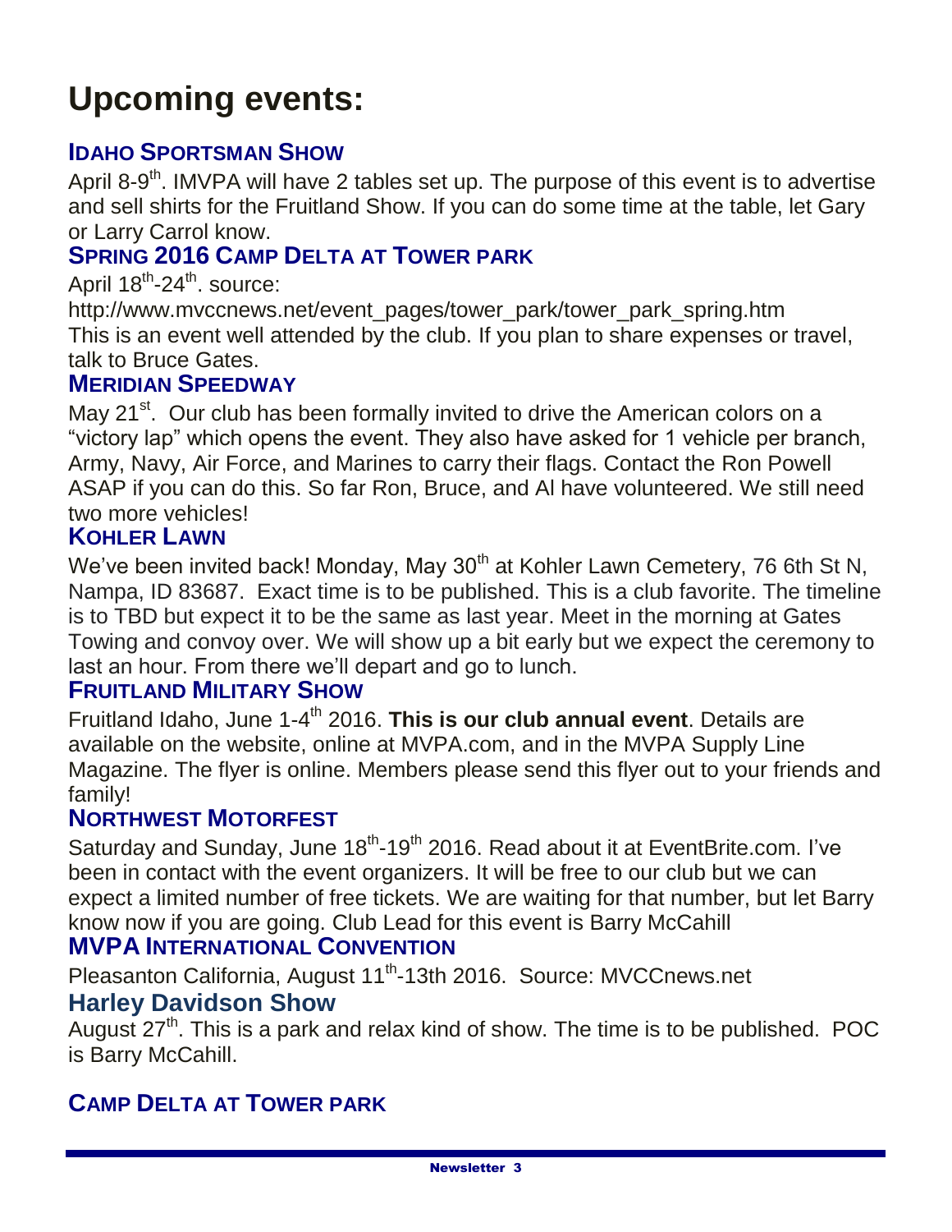# Upcoming events:

### IDAHO SPORTSMAN SHOW

April 8-9th. IMVPA will have 2 tables set up. The purpose of this event is to advertise and sell shirts for the Fruitland Show. If you can do some time at the table, let Gary or Larry Carrol know.

### SPRING 2016 CAMP DELTA AT TOWER PARK

April 18th-24th. source:
http://www.mvccnews.net/event_pages/tower_park/tower_park_spring.htm
This is an event well attended by the club. If you plan to share expenses or travel, talk to Bruce Gates.

### MERIDIAN SPEEDWAY

May 21st. Our club has been formally invited to drive the American colors on a "victory lap" which opens the event. They also have asked for 1 vehicle per branch, Army, Navy, Air Force, and Marines to carry their flags. Contact the Ron Powell ASAP if you can do this. So far Ron, Bruce, and Al have volunteered. We still need two more vehicles!

### KOHLER LAWN

We've been invited back! Monday, May 30th at Kohler Lawn Cemetery, 76 6th St N, Nampa, ID 83687. Exact time is to be published. This is a club favorite. The timeline is to TBD but expect it to be the same as last year. Meet in the morning at Gates Towing and convoy over. We will show up a bit early but we expect the ceremony to last an hour. From there we'll depart and go to lunch.

### FRUITLAND MILITARY SHOW

Fruitland Idaho, June 1-4th 2016. **This is our club annual event**. Details are available on the website, online at MVPA.com, and in the MVPA Supply Line Magazine. The flyer is online. Members please send this flyer out to your friends and family!

### NORTHWEST MOTORFEST

Saturday and Sunday, June 18th-19th 2016. Read about it at EventBrite.com. I've been in contact with the event organizers. It will be free to our club but we can expect a limited number of free tickets. We are waiting for that number, but let Barry know now if you are going. Club Lead for this event is Barry McCahill

### MVPA INTERNATIONAL CONVENTION

Pleasanton California, August 11th-13th 2016. Source: MVCCnews.net

### Harley Davidson Show

August 27th. This is a park and relax kind of show. The time is to be published. POC is Barry McCahill.

### CAMP DELTA AT TOWER PARK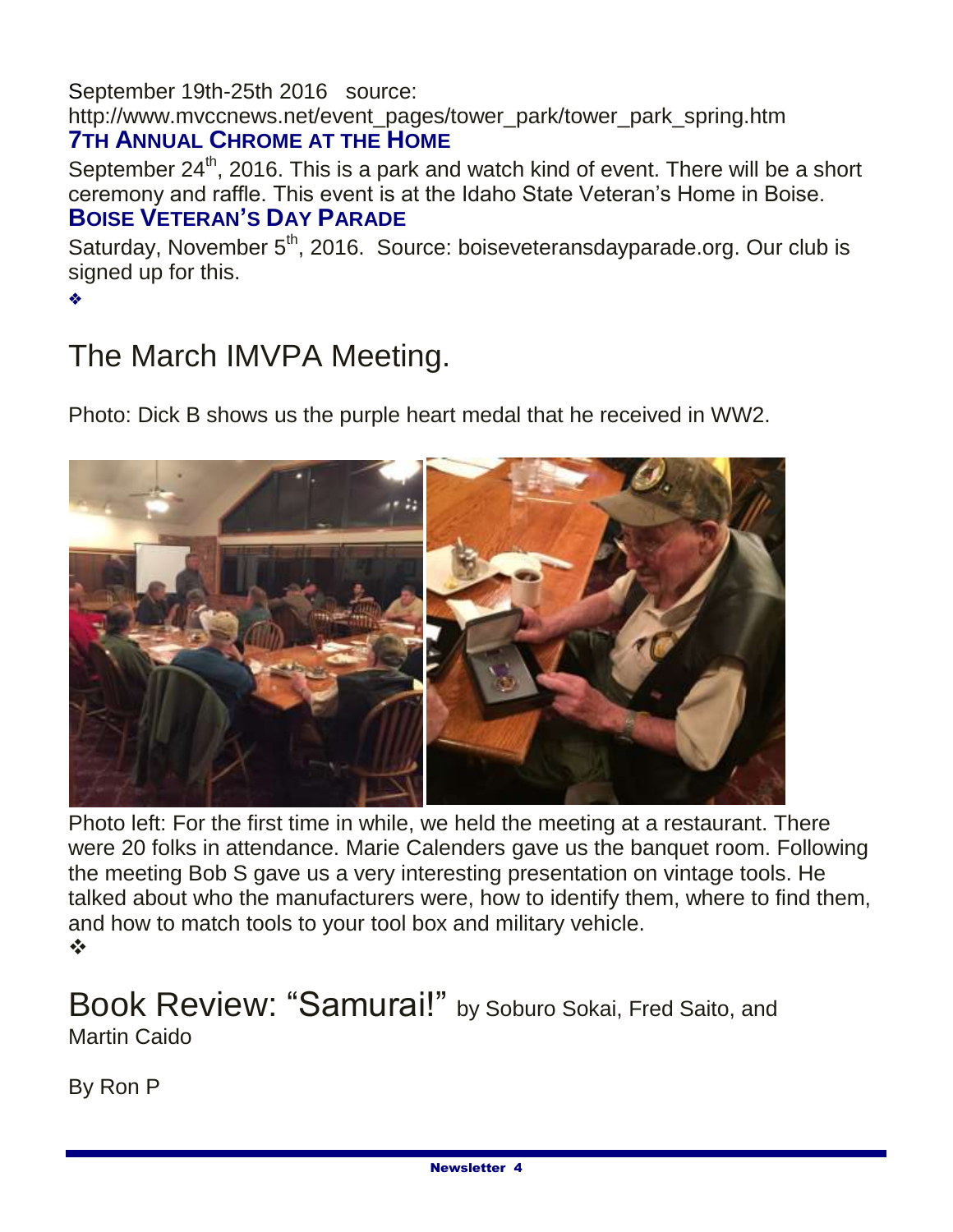September 19th-25th 2016 source: http://www.mvccnews.net/event_pages/tower_park/tower_park_spring.htm

### 7TH ANNUAL CHROME AT THE HOME

September 24th, 2016. This is a park and watch kind of event. There will be a short ceremony and raffle. This event is at the Idaho State Veteran's Home in Boise.

### BOISE VETERAN'S DAY PARADE

Saturday, November 5th, 2016. Source: boiseveteransdayparade.org. Our club is signed up for this.

❖

## The March IMVPA Meeting.

Photo: Dick B shows us the purple heart medal that he received in WW2.

Photo left: For the first time in while, we held the meeting at a restaurant. There were 20 folks in attendance. Marie Calenders gave us the banquet room. Following the meeting Bob S gave us a very interesting presentation on vintage tools. He talked about who the manufacturers were, how to identify them, where to find them, and how to match tools to your tool box and military vehicle.

❖

## Book Review: "Samurai!" by Soburo Sokai, Fred Saito, and Martin Caido

By Ron P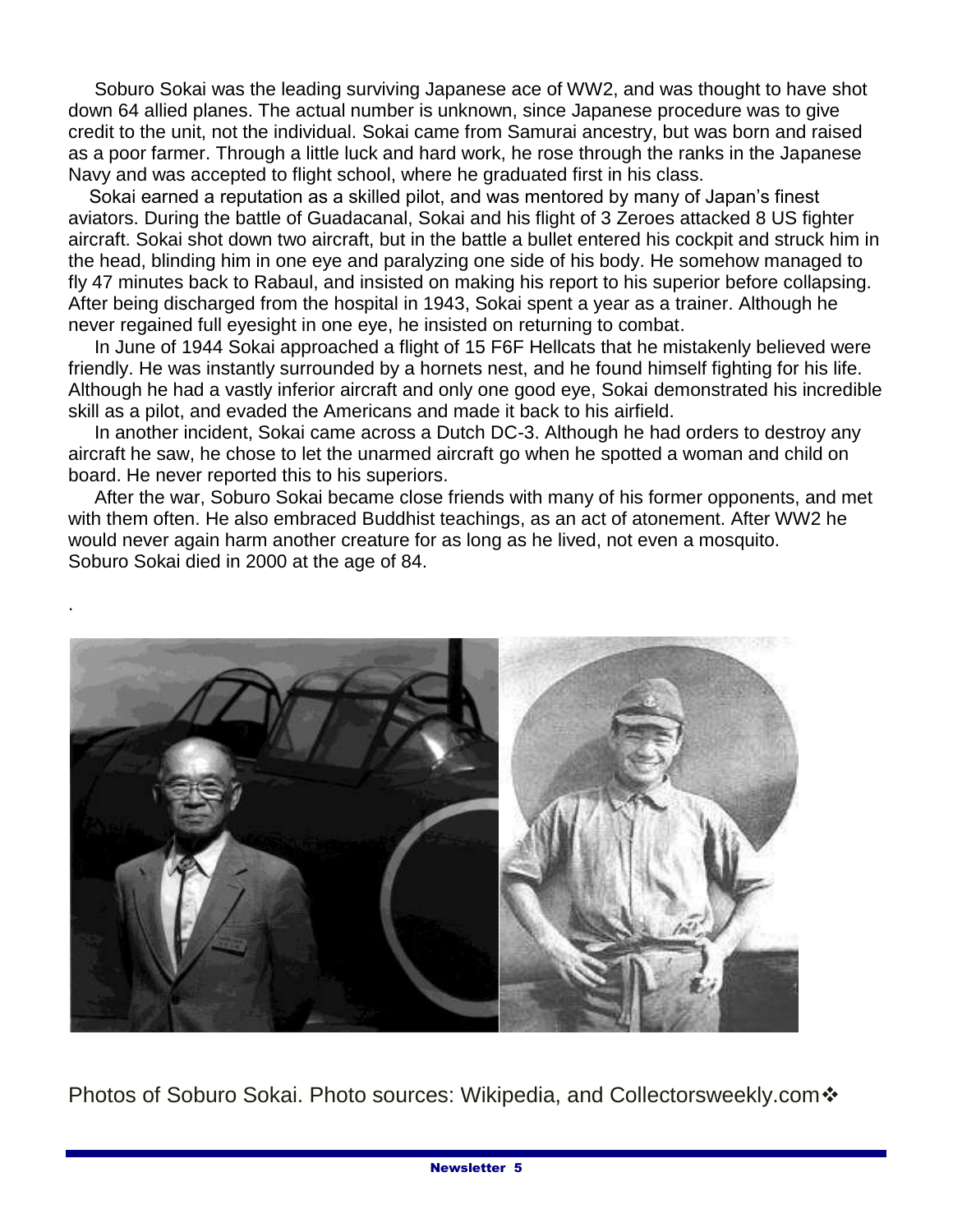Soburo Sokai was the leading surviving Japanese ace of WW2, and was thought to have shot down 64 allied planes. The actual number is unknown, since Japanese procedure was to give credit to the unit, not the individual. Sokai came from Samurai ancestry, but was born and raised as a poor farmer. Through a little luck and hard work, he rose through the ranks in the Japanese Navy and was accepted to flight school, where he graduated first in his class.

Sokai earned a reputation as a skilled pilot, and was mentored by many of Japan's finest aviators. During the battle of Guadacanal, Sokai and his flight of 3 Zeroes attacked 8 US fighter aircraft. Sokai shot down two aircraft, but in the battle a bullet entered his cockpit and struck him in the head, blinding him in one eye and paralyzing one side of his body. He somehow managed to fly 47 minutes back to Rabaul, and insisted on making his report to his superior before collapsing. After being discharged from the hospital in 1943, Sokai spent a year as a trainer. Although he never regained full eyesight in one eye, he insisted on returning to combat.

In June of 1944 Sokai approached a flight of 15 F6F Hellcats that he mistakenly believed were friendly. He was instantly surrounded by a hornets nest, and he found himself fighting for his life. Although he had a vastly inferior aircraft and only one good eye, Sokai demonstrated his incredible skill as a pilot, and evaded the Americans and made it back to his airfield.

In another incident, Sokai came across a Dutch DC-3. Although he had orders to destroy any aircraft he saw, he chose to let the unarmed aircraft go when he spotted a woman and child on board. He never reported this to his superiors.

After the war, Soburo Sokai became close friends with many of his former opponents, and met with them often. He also embraced Buddhist teachings, as an act of atonement. After WW2 he would never again harm another creature for as long as he lived, not even a mosquito.
Soburo Sokai died in 2000 at the age of 84.

Photos of Soburo Sokai. Photo sources: Wikipedia, and Collectorsweekly.com❖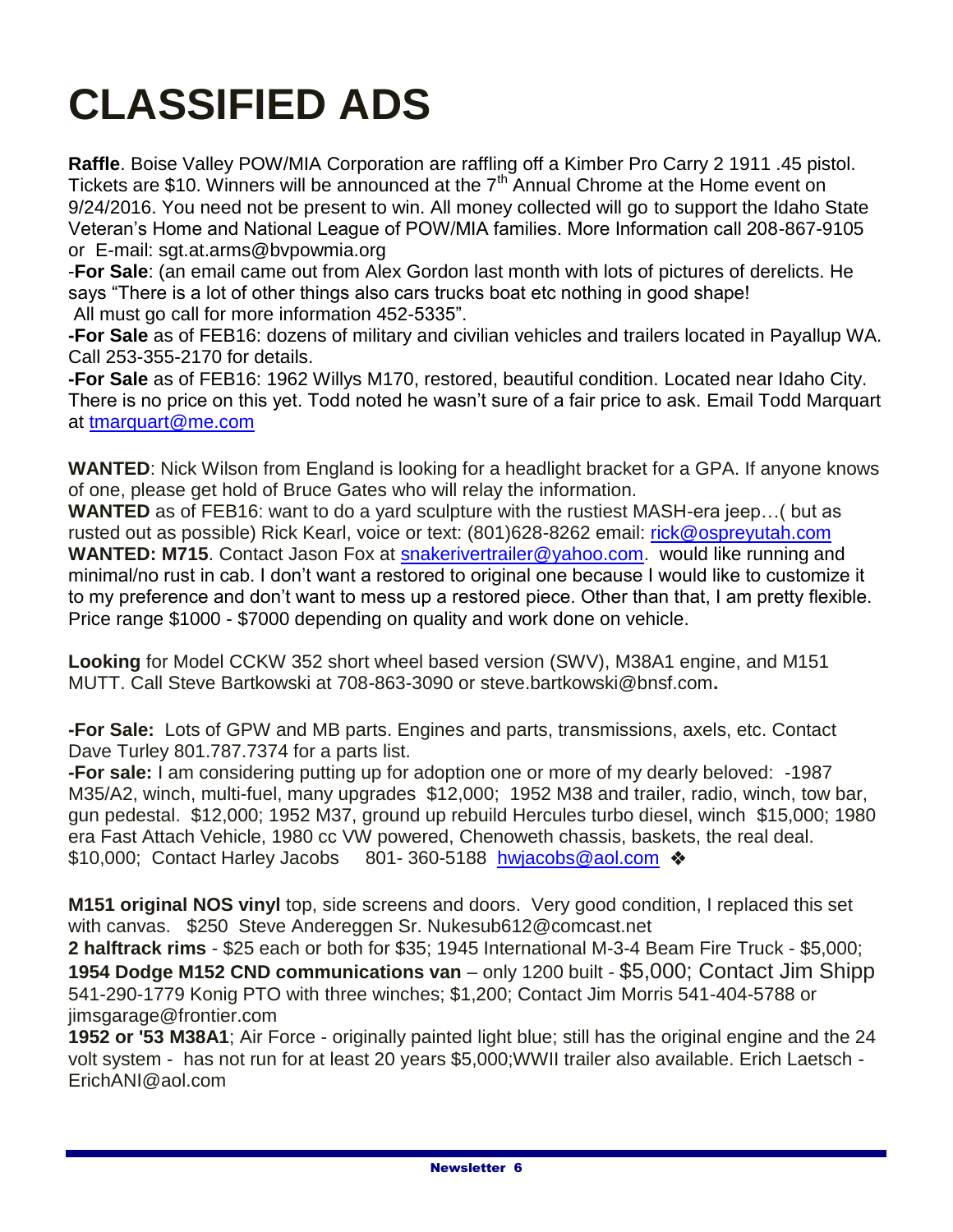# CLASSIFIED ADS

**Raffle**. Boise Valley POW/MIA Corporation are raffling off a Kimber Pro Carry 2 1911 .45 pistol. Tickets are $10. Winners will be announced at the 7th Annual Chrome at the Home event on 9/24/2016. You need not be present to win. All money collected will go to support the Idaho State Veteran's Home and National League of POW/MIA families. More Information call 208-867-9105 or E-mail: sgt.at.arms@bvpowmia.org

-**For Sale**: (an email came out from Alex Gordon last month with lots of pictures of derelicts. He says "There is a lot of other things also cars trucks boat etc nothing in good shape! All must go call for more information 452-5335".

**-For Sale** as of FEB16: dozens of military and civilian vehicles and trailers located in Payallup WA. Call 253-355-2170 for details.

**-For Sale** as of FEB16: 1962 Willys M170, restored, beautiful condition. Located near Idaho City. There is no price on this yet. Todd noted he wasn't sure of a fair price to ask. Email Todd Marquart at tmarquart@me.com

**WANTED**: Nick Wilson from England is looking for a headlight bracket for a GPA. If anyone knows of one, please get hold of Bruce Gates who will relay the information.

**WANTED** as of FEB16: want to do a yard sculpture with the rustiest MASH-era jeep…( but as rusted out as possible) Rick Kearl, voice or text: (801)628-8262 email: rick@ospreyutah.com

**WANTED: M715**. Contact Jason Fox at snakerivertrailer@yahoo.com. would like running and minimal/no rust in cab. I don't want a restored to original one because I would like to customize it to my preference and don't want to mess up a restored piece. Other than that, I am pretty flexible. Price range $1000 - $7000 depending on quality and work done on vehicle.

**Looking** for Model CCKW 352 short wheel based version (SWV), M38A1 engine, and M151 MUTT. Call Steve Bartkowski at 708-863-3090 or steve.bartkowski@bnsf.com**.**

**-For Sale:** Lots of GPW and MB parts. Engines and parts, transmissions, axels, etc. Contact Dave Turley 801.787.7374 for a parts list.

**-For sale:** I am considering putting up for adoption one or more of my dearly beloved: -1987 M35/A2, winch, multi-fuel, many upgrades $12,000; 1952 M38 and trailer, radio, winch, tow bar, gun pedestal. $12,000; 1952 M37, ground up rebuild Hercules turbo diesel, winch $15,000; 1980 era Fast Attach Vehicle, 1980 cc VW powered, Chenoweth chassis, baskets, the real deal. $10,000; Contact Harley Jacobs 801- 360-5188 hwjacobs@aol.com ❖

**M151 original NOS vinyl** top, side screens and doors. Very good condition, I replaced this set with canvas. $250 Steve Andereggen Sr. Nukesub612@comcast.net

**2 halftrack rims** - $25 each or both for $35; 1945 International M-3-4 Beam Fire Truck - $5,000; **1954 Dodge M152 CND communications van** – only 1200 built - $5,000; Contact Jim Shipp 541-290-1779 Konig PTO with three winches; $1,200; Contact Jim Morris 541-404-5788 or jimsgarage@frontier.com

**1952 or '53 M38A1**; Air Force - originally painted light blue; still has the original engine and the 24 volt system - has not run for at least 20 years $5,000;WWII trailer also available. Erich Laetsch - ErichANI@aol.com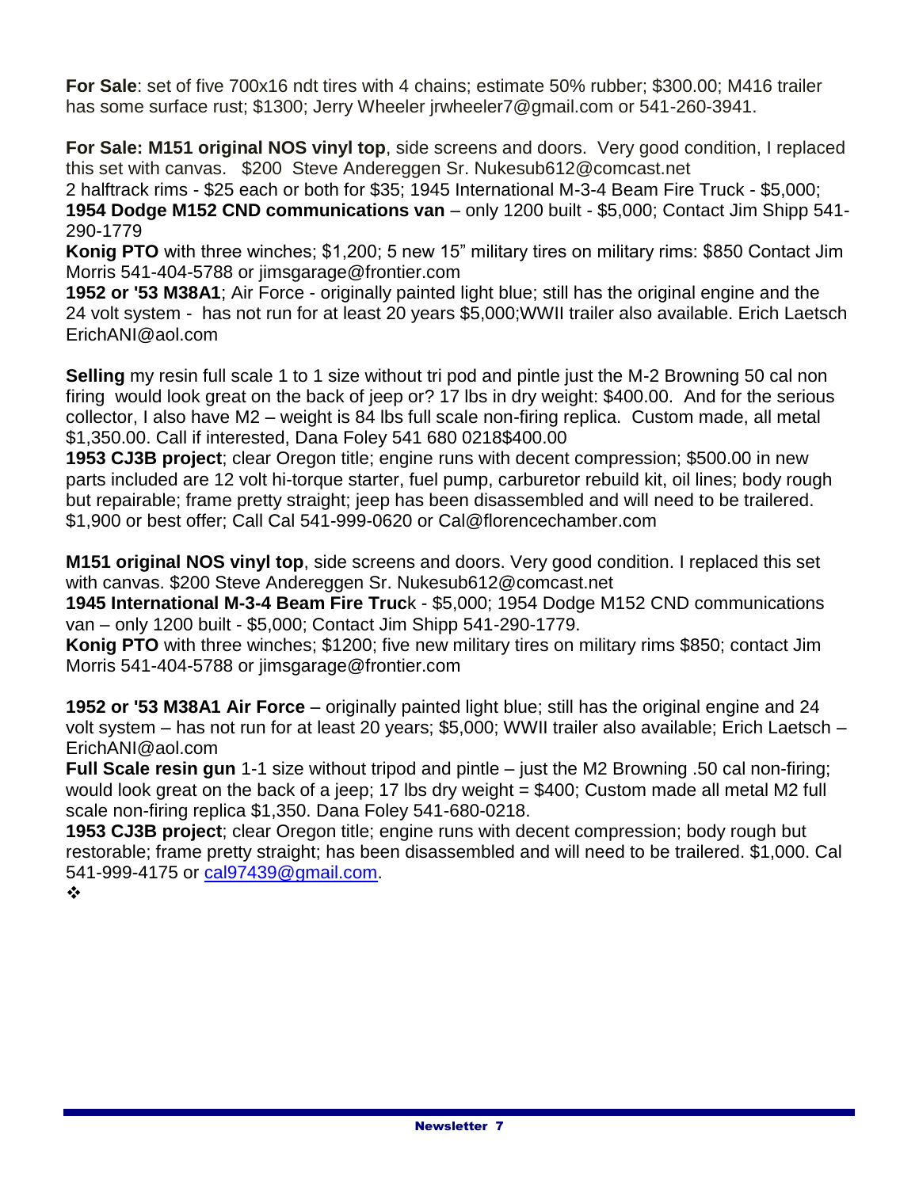**For Sale**: set of five 700x16 ndt tires with 4 chains; estimate 50% rubber; $300.00; M416 trailer has some surface rust; $1300; Jerry Wheeler jrwheeler7@gmail.com or 541-260-3941.

**For Sale: M151 original NOS vinyl top**, side screens and doors. Very good condition, I replaced this set with canvas. $200 Steve Andereggen Sr. Nukesub612@comcast.net
2 halftrack rims - $25 each or both for $35; 1945 International M-3-4 Beam Fire Truck - $5,000; **1954 Dodge M152 CND communications van** – only 1200 built - $5,000; Contact Jim Shipp 541-290-1779
**Konig PTO** with three winches; $1,200; 5 new 15" military tires on military rims: $850 Contact Jim Morris 541-404-5788 or jimsgarage@frontier.com
**1952 or '53 M38A1**; Air Force - originally painted light blue; still has the original engine and the 24 volt system - has not run for at least 20 years $5,000;WWII trailer also available. Erich Laetsch ErichANI@aol.com

**Selling** my resin full scale 1 to 1 size without tri pod and pintle just the M-2 Browning 50 cal non firing would look great on the back of jeep or? 17 lbs in dry weight: $400.00. And for the serious collector, I also have M2 – weight is 84 lbs full scale non-firing replica. Custom made, all metal $1,350.00. Call if interested, Dana Foley 541 680 0218$400.00
**1953 CJ3B project**; clear Oregon title; engine runs with decent compression; $500.00 in new parts included are 12 volt hi-torque starter, fuel pump, carburetor rebuild kit, oil lines; body rough but repairable; frame pretty straight; jeep has been disassembled and will need to be trailered. $1,900 or best offer; Call Cal 541-999-0620 or Cal@florencechamber.com

**M151 original NOS vinyl top**, side screens and doors. Very good condition. I replaced this set with canvas. $200 Steve Andereggen Sr. Nukesub612@comcast.net
**1945 International M-3-4 Beam Fire Truc**k - $5,000; 1954 Dodge M152 CND communications van – only 1200 built - $5,000; Contact Jim Shipp 541-290-1779.
**Konig PTO** with three winches; $1200; five new military tires on military rims $850; contact Jim Morris 541-404-5788 or jimsgarage@frontier.com

**1952 or '53 M38A1 Air Force** – originally painted light blue; still has the original engine and 24 volt system – has not run for at least 20 years; $5,000; WWII trailer also available; Erich Laetsch – ErichANI@aol.com
**Full Scale resin gun** 1-1 size without tripod and pintle – just the M2 Browning .50 cal non-firing; would look great on the back of a jeep; 17 lbs dry weight = $400; Custom made all metal M2 full scale non-firing replica $1,350. Dana Foley 541-680-0218.
**1953 CJ3B project**; clear Oregon title; engine runs with decent compression; body rough but restorable; frame pretty straight; has been disassembled and will need to be trailered. $1,000. Cal 541-999-4175 or cal97439@gmail.com.
❖